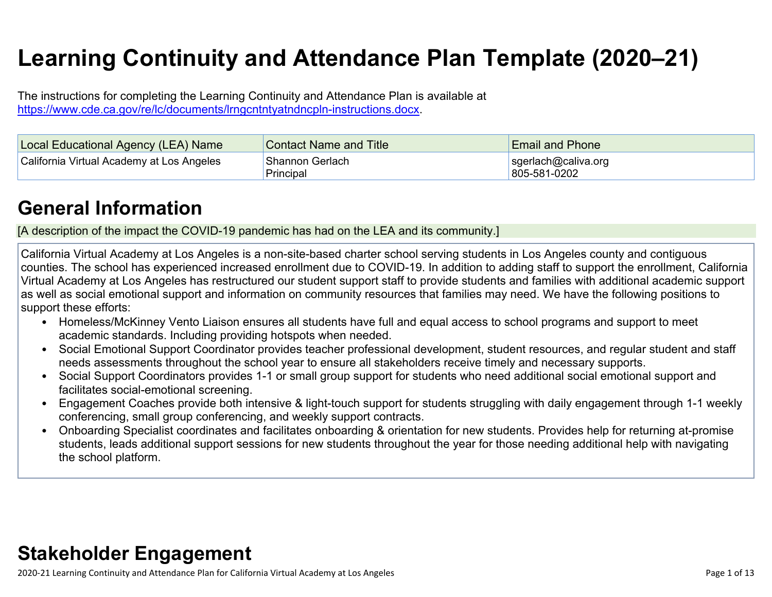# Learning Continuity and Attendance Plan Template (2020–21)

The instructions for completing the Learning Continuity and Attendance Plan is available at https://www.cde.ca.gov/re/lc/documents/lrngcntntyatndncpln-instructions.docx.

| Local Educational Agency (LEA) Name | Contact Name and Title | Email and Phone |
|---|---|---|
| California Virtual Academy at Los Angeles | Shannon Gerlach<br>Principal | sgerlach@caliva.org<br>805-581-0202 |

## General Information

[A description of the impact the COVID-19 pandemic has had on the LEA and its community.]

California Virtual Academy at Los Angeles is a non-site-based charter school serving students in Los Angeles county and contiguous counties. The school has experienced increased enrollment due to COVID-19. In addition to adding staff to support the enrollment, California Virtual Academy at Los Angeles has restructured our student support staff to provide students and families with additional academic support as well as social emotional support and information on community resources that families may need. We have the following positions to support these efforts:

- Homeless/McKinney Vento Liaison ensures all students have full and equal access to school programs and support to meet academic standards. Including providing hotspots when needed.
- Social Emotional Support Coordinator provides teacher professional development, student resources, and regular student and staff needs assessments throughout the school year to ensure all stakeholders receive timely and necessary supports.
- Social Support Coordinators provides 1-1 or small group support for students who need additional social emotional support and facilitates social-emotional screening.
- Engagement Coaches provide both intensive & light-touch support for students struggling with daily engagement through 1-1 weekly conferencing, small group conferencing, and weekly support contracts.
- Onboarding Specialist coordinates and facilitates onboarding & orientation for new students. Provides help for returning at-promise students, leads additional support sessions for new students throughout the year for those needing additional help with navigating the school platform.

## Stakeholder Engagement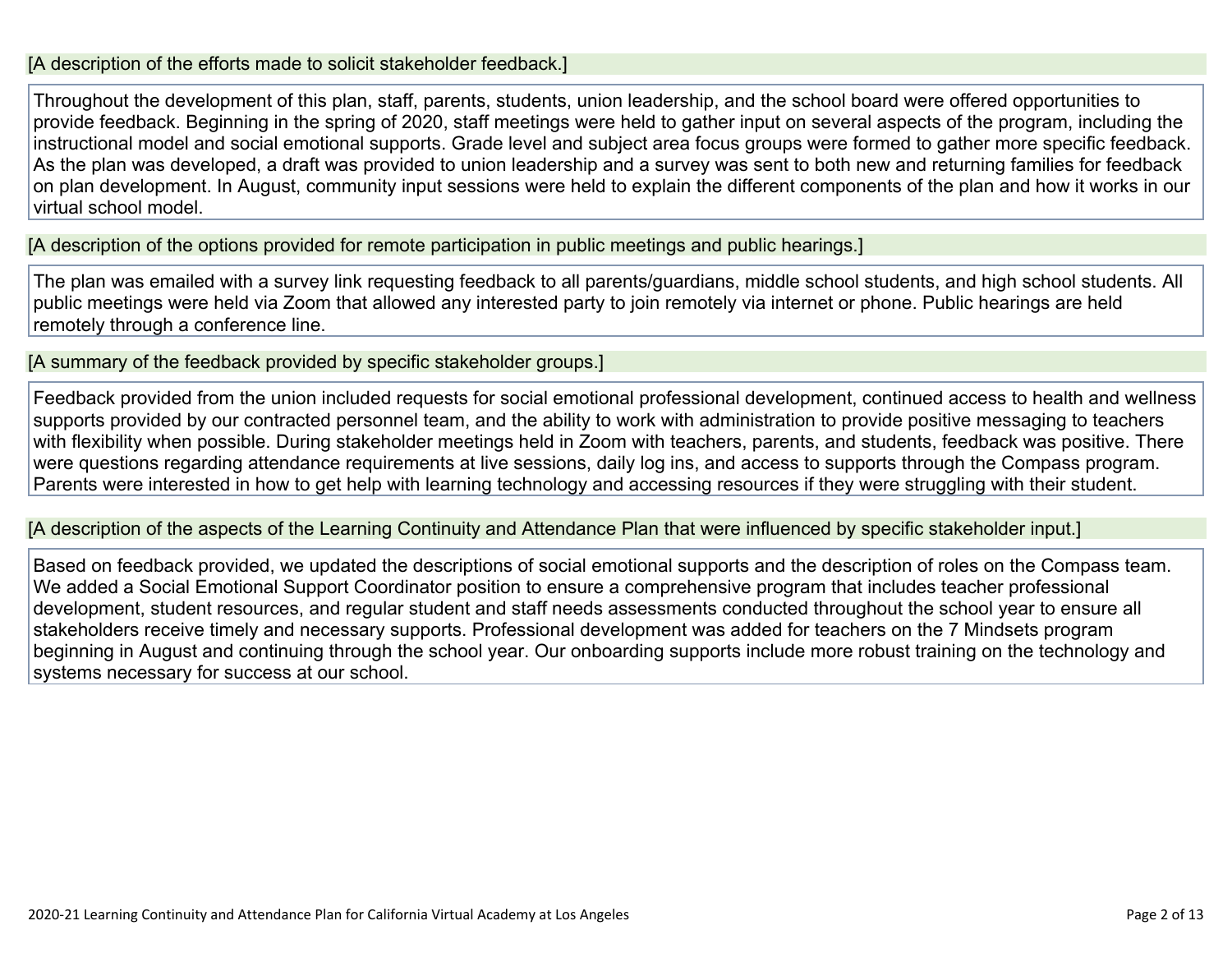[A description of the efforts made to solicit stakeholder feedback.]

Throughout the development of this plan, staff, parents, students, union leadership, and the school board were offered opportunities to provide feedback. Beginning in the spring of 2020, staff meetings were held to gather input on several aspects of the program, including the instructional model and social emotional supports. Grade level and subject area focus groups were formed to gather more specific feedback. As the plan was developed, a draft was provided to union leadership and a survey was sent to both new and returning families for feedback on plan development. In August, community input sessions were held to explain the different components of the plan and how it works in our virtual school model.

[A description of the options provided for remote participation in public meetings and public hearings.]

The plan was emailed with a survey link requesting feedback to all parents/guardians, middle school students, and high school students. All public meetings were held via Zoom that allowed any interested party to join remotely via internet or phone. Public hearings are held remotely through a conference line.

[A summary of the feedback provided by specific stakeholder groups.]

Feedback provided from the union included requests for social emotional professional development, continued access to health and wellness supports provided by our contracted personnel team, and the ability to work with administration to provide positive messaging to teachers with flexibility when possible. During stakeholder meetings held in Zoom with teachers, parents, and students, feedback was positive. There were questions regarding attendance requirements at live sessions, daily log ins, and access to supports through the Compass program. Parents were interested in how to get help with learning technology and accessing resources if they were struggling with their student.

[A description of the aspects of the Learning Continuity and Attendance Plan that were influenced by specific stakeholder input.]

Based on feedback provided, we updated the descriptions of social emotional supports and the description of roles on the Compass team. We added a Social Emotional Support Coordinator position to ensure a comprehensive program that includes teacher professional development, student resources, and regular student and staff needs assessments conducted throughout the school year to ensure all stakeholders receive timely and necessary supports. Professional development was added for teachers on the 7 Mindsets program beginning in August and continuing through the school year. Our onboarding supports include more robust training on the technology and systems necessary for success at our school.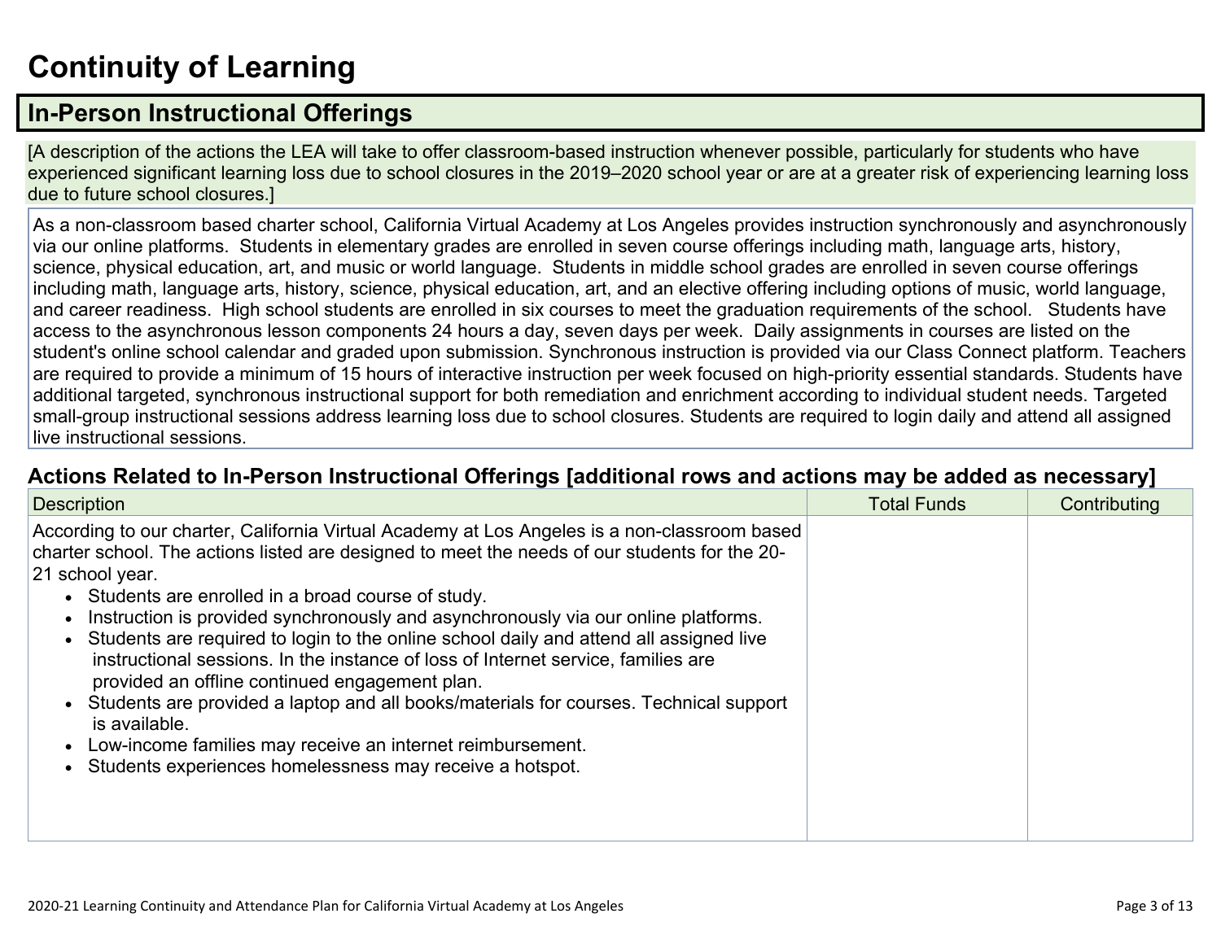# Continuity of Learning

## In-Person Instructional Offerings

[A description of the actions the LEA will take to offer classroom-based instruction whenever possible, particularly for students who have experienced significant learning loss due to school closures in the 2019–2020 school year or are at a greater risk of experiencing learning loss due to future school closures.]

As a non-classroom based charter school, California Virtual Academy at Los Angeles provides instruction synchronously and asynchronously via our online platforms. Students in elementary grades are enrolled in seven course offerings including math, language arts, history, science, physical education, art, and music or world language. Students in middle school grades are enrolled in seven course offerings including math, language arts, history, science, physical education, art, and an elective offering including options of music, world language, and career readiness. High school students are enrolled in six courses to meet the graduation requirements of the school. Students have access to the asynchronous lesson components 24 hours a day, seven days per week. Daily assignments in courses are listed on the student's online school calendar and graded upon submission. Synchronous instruction is provided via our Class Connect platform. Teachers are required to provide a minimum of 15 hours of interactive instruction per week focused on high-priority essential standards. Students have additional targeted, synchronous instructional support for both remediation and enrichment according to individual student needs. Targeted small-group instructional sessions address learning loss due to school closures. Students are required to login daily and attend all assigned live instructional sessions.

### Actions Related to In-Person Instructional Offerings [additional rows and actions may be added as necessary]

| Description | Total Funds | Contributing |
|---|---|---|
| According to our charter, California Virtual Academy at Los Angeles is a non-classroom based charter school. The actions listed are designed to meet the needs of our students for the 20-21 school year.<br>• Students are enrolled in a broad course of study.<br>• Instruction is provided synchronously and asynchronously via our online platforms.<br>• Students are required to login to the online school daily and attend all assigned live instructional sessions. In the instance of loss of Internet service, families are provided an offline continued engagement plan.<br>• Students are provided a laptop and all books/materials for courses. Technical support is available.<br>• Low-income families may receive an internet reimbursement.<br>• Students experiences homelessness may receive a hotspot. | | |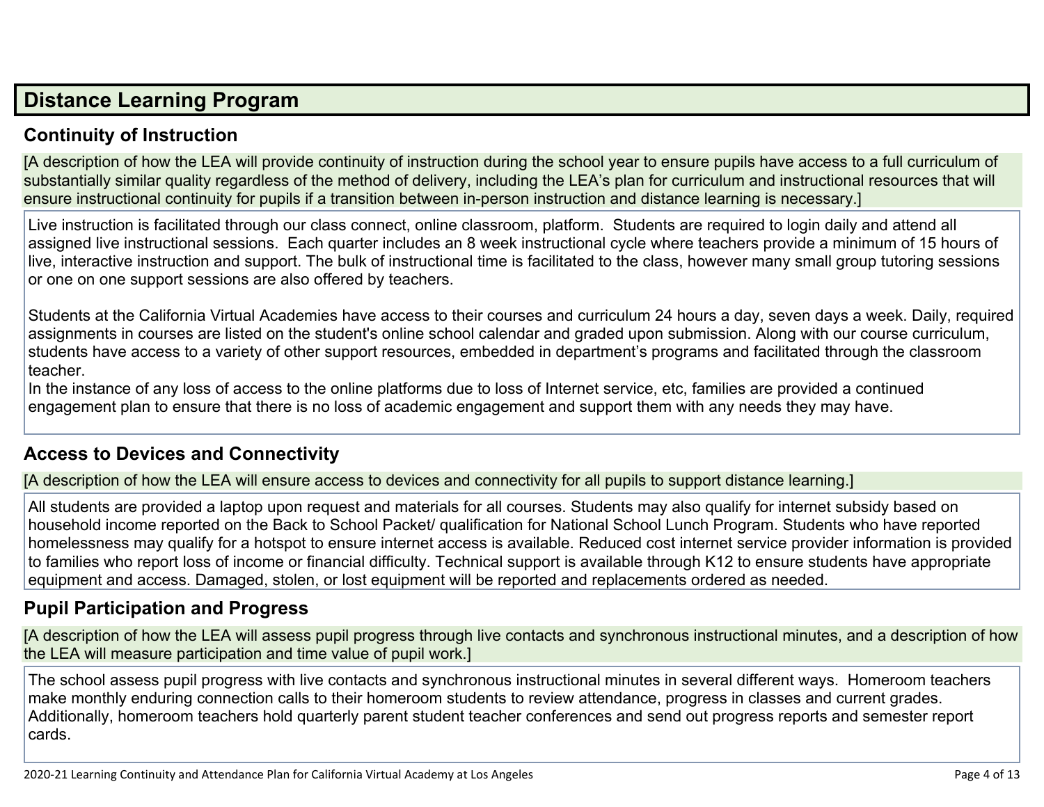## Distance Learning Program

### Continuity of Instruction

[A description of how the LEA will provide continuity of instruction during the school year to ensure pupils have access to a full curriculum of substantially similar quality regardless of the method of delivery, including the LEA's plan for curriculum and instructional resources that will ensure instructional continuity for pupils if a transition between in-person instruction and distance learning is necessary.]

Live instruction is facilitated through our class connect, online classroom, platform. Students are required to login daily and attend all assigned live instructional sessions. Each quarter includes an 8 week instructional cycle where teachers provide a minimum of 15 hours of live, interactive instruction and support. The bulk of instructional time is facilitated to the class, however many small group tutoring sessions or one on one support sessions are also offered by teachers.

Students at the California Virtual Academies have access to their courses and curriculum 24 hours a day, seven days a week. Daily, required assignments in courses are listed on the student's online school calendar and graded upon submission. Along with our course curriculum, students have access to a variety of other support resources, embedded in department's programs and facilitated through the classroom teacher.
In the instance of any loss of access to the online platforms due to loss of Internet service, etc, families are provided a continued engagement plan to ensure that there is no loss of academic engagement and support them with any needs they may have.

### Access to Devices and Connectivity

[A description of how the LEA will ensure access to devices and connectivity for all pupils to support distance learning.]

All students are provided a laptop upon request and materials for all courses. Students may also qualify for internet subsidy based on household income reported on the Back to School Packet/ qualification for National School Lunch Program. Students who have reported homelessness may qualify for a hotspot to ensure internet access is available. Reduced cost internet service provider information is provided to families who report loss of income or financial difficulty. Technical support is available through K12 to ensure students have appropriate equipment and access. Damaged, stolen, or lost equipment will be reported and replacements ordered as needed.

### Pupil Participation and Progress

[A description of how the LEA will assess pupil progress through live contacts and synchronous instructional minutes, and a description of how the LEA will measure participation and time value of pupil work.]

The school assess pupil progress with live contacts and synchronous instructional minutes in several different ways. Homeroom teachers make monthly enduring connection calls to their homeroom students to review attendance, progress in classes and current grades. Additionally, homeroom teachers hold quarterly parent student teacher conferences and send out progress reports and semester report cards.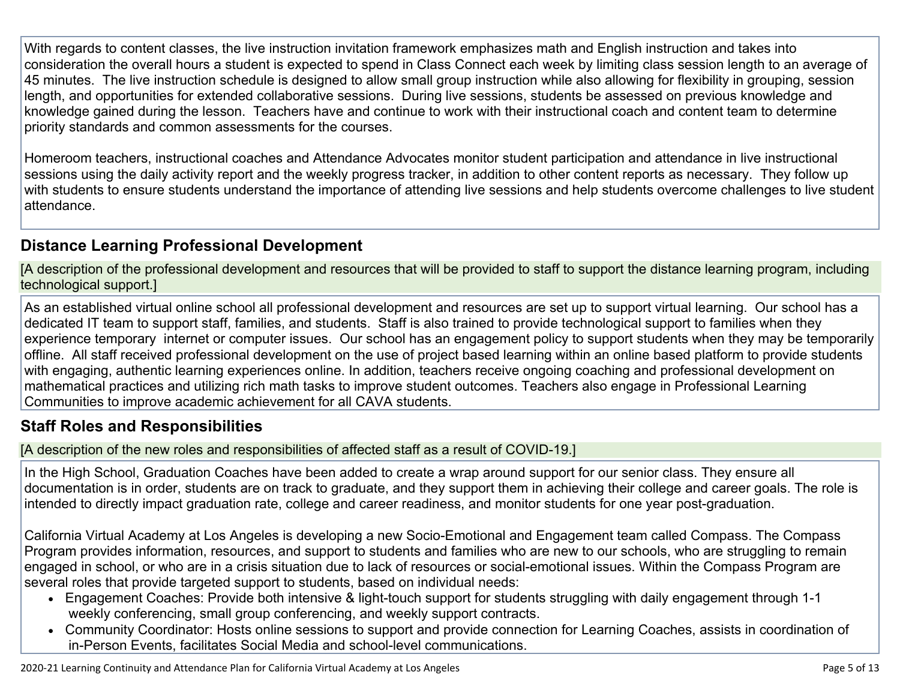With regards to content classes, the live instruction invitation framework emphasizes math and English instruction and takes into consideration the overall hours a student is expected to spend in Class Connect each week by limiting class session length to an average of 45 minutes. The live instruction schedule is designed to allow small group instruction while also allowing for flexibility in grouping, session length, and opportunities for extended collaborative sessions. During live sessions, students be assessed on previous knowledge and knowledge gained during the lesson. Teachers have and continue to work with their instructional coach and content team to determine priority standards and common assessments for the courses.

Homeroom teachers, instructional coaches and Attendance Advocates monitor student participation and attendance in live instructional sessions using the daily activity report and the weekly progress tracker, in addition to other content reports as necessary. They follow up with students to ensure students understand the importance of attending live sessions and help students overcome challenges to live student attendance.

## Distance Learning Professional Development

[A description of the professional development and resources that will be provided to staff to support the distance learning program, including technological support.]

As an established virtual online school all professional development and resources are set up to support virtual learning. Our school has a dedicated IT team to support staff, families, and students. Staff is also trained to provide technological support to families when they experience temporary internet or computer issues. Our school has an engagement policy to support students when they may be temporarily offline. All staff received professional development on the use of project based learning within an online based platform to provide students with engaging, authentic learning experiences online. In addition, teachers receive ongoing coaching and professional development on mathematical practices and utilizing rich math tasks to improve student outcomes. Teachers also engage in Professional Learning Communities to improve academic achievement for all CAVA students.

## Staff Roles and Responsibilities

[A description of the new roles and responsibilities of affected staff as a result of COVID-19.]

In the High School, Graduation Coaches have been added to create a wrap around support for our senior class. They ensure all documentation is in order, students are on track to graduate, and they support them in achieving their college and career goals. The role is intended to directly impact graduation rate, college and career readiness, and monitor students for one year post-graduation.

California Virtual Academy at Los Angeles is developing a new Socio-Emotional and Engagement team called Compass. The Compass Program provides information, resources, and support to students and families who are new to our schools, who are struggling to remain engaged in school, or who are in a crisis situation due to lack of resources or social-emotional issues. Within the Compass Program are several roles that provide targeted support to students, based on individual needs:

- Engagement Coaches: Provide both intensive & light-touch support for students struggling with daily engagement through 1-1 weekly conferencing, small group conferencing, and weekly support contracts.
- Community Coordinator: Hosts online sessions to support and provide connection for Learning Coaches, assists in coordination of in-Person Events, facilitates Social Media and school-level communications.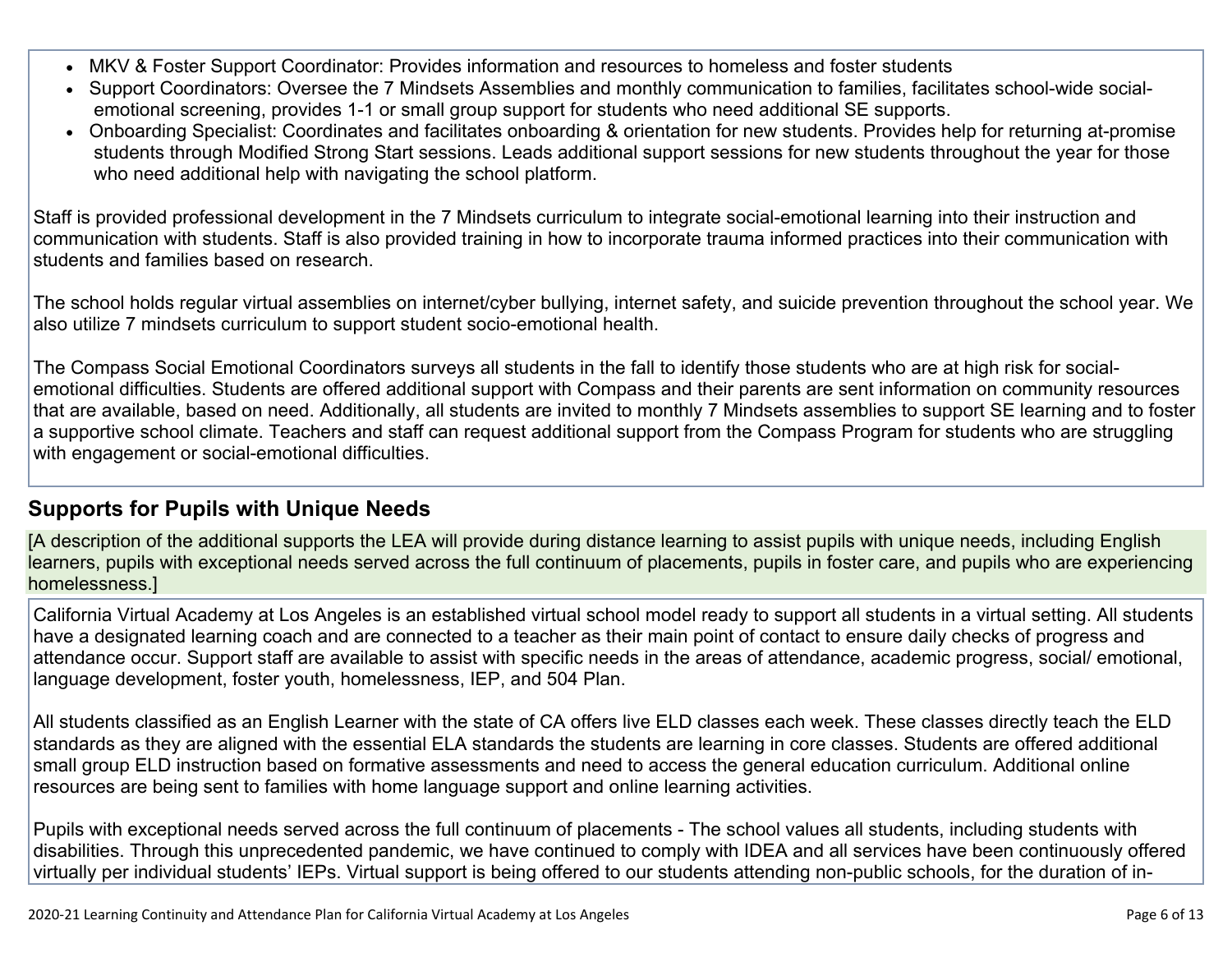- MKV & Foster Support Coordinator: Provides information and resources to homeless and foster students
- Support Coordinators: Oversee the 7 Mindsets Assemblies and monthly communication to families, facilitates school-wide social-emotional screening, provides 1-1 or small group support for students who need additional SE supports.
- Onboarding Specialist: Coordinates and facilitates onboarding & orientation for new students. Provides help for returning at-promise students through Modified Strong Start sessions. Leads additional support sessions for new students throughout the year for those who need additional help with navigating the school platform.

Staff is provided professional development in the 7 Mindsets curriculum to integrate social-emotional learning into their instruction and communication with students. Staff is also provided training in how to incorporate trauma informed practices into their communication with students and families based on research.

The school holds regular virtual assemblies on internet/cyber bullying, internet safety, and suicide prevention throughout the school year. We also utilize 7 mindsets curriculum to support student socio-emotional health.

The Compass Social Emotional Coordinators surveys all students in the fall to identify those students who are at high risk for social-emotional difficulties. Students are offered additional support with Compass and their parents are sent information on community resources that are available, based on need. Additionally, all students are invited to monthly 7 Mindsets assemblies to support SE learning and to foster a supportive school climate. Teachers and staff can request additional support from the Compass Program for students who are struggling with engagement or social-emotional difficulties.

## Supports for Pupils with Unique Needs

[A description of the additional supports the LEA will provide during distance learning to assist pupils with unique needs, including English learners, pupils with exceptional needs served across the full continuum of placements, pupils in foster care, and pupils who are experiencing homelessness.]

California Virtual Academy at Los Angeles is an established virtual school model ready to support all students in a virtual setting. All students have a designated learning coach and are connected to a teacher as their main point of contact to ensure daily checks of progress and attendance occur. Support staff are available to assist with specific needs in the areas of attendance, academic progress, social/ emotional, language development, foster youth, homelessness, IEP, and 504 Plan.

All students classified as an English Learner with the state of CA offers live ELD classes each week. These classes directly teach the ELD standards as they are aligned with the essential ELA standards the students are learning in core classes. Students are offered additional small group ELD instruction based on formative assessments and need to access the general education curriculum. Additional online resources are being sent to families with home language support and online learning activities.

Pupils with exceptional needs served across the full continuum of placements - The school values all students, including students with disabilities. Through this unprecedented pandemic, we have continued to comply with IDEA and all services have been continuously offered virtually per individual students' IEPs. Virtual support is being offered to our students attending non-public schools, for the duration of in-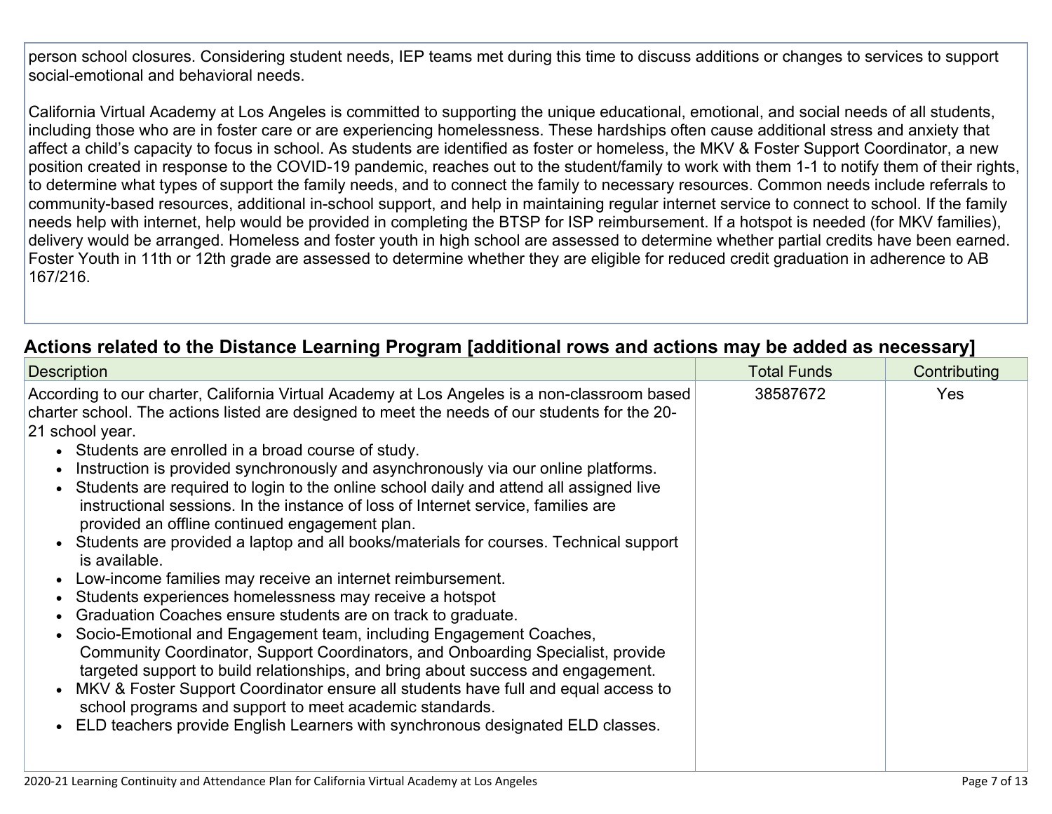person school closures. Considering student needs, IEP teams met during this time to discuss additions or changes to services to support social-emotional and behavioral needs.

California Virtual Academy at Los Angeles is committed to supporting the unique educational, emotional, and social needs of all students, including those who are in foster care or are experiencing homelessness. These hardships often cause additional stress and anxiety that affect a child's capacity to focus in school. As students are identified as foster or homeless, the MKV & Foster Support Coordinator, a new position created in response to the COVID-19 pandemic, reaches out to the student/family to work with them 1-1 to notify them of their rights, to determine what types of support the family needs, and to connect the family to necessary resources. Common needs include referrals to community-based resources, additional in-school support, and help in maintaining regular internet service to connect to school. If the family needs help with internet, help would be provided in completing the BTSP for ISP reimbursement. If a hotspot is needed (for MKV families), delivery would be arranged. Homeless and foster youth in high school are assessed to determine whether partial credits have been earned. Foster Youth in 11th or 12th grade are assessed to determine whether they are eligible for reduced credit graduation in adherence to AB 167/216.

## Actions related to the Distance Learning Program [additional rows and actions may be added as necessary]

| Description | Total Funds | Contributing |
| --- | --- | --- |
| According to our charter, California Virtual Academy at Los Angeles is a non-classroom based charter school. The actions listed are designed to meet the needs of our students for the 20-21 school year.<br>• Students are enrolled in a broad course of study.<br>• Instruction is provided synchronously and asynchronously via our online platforms.<br>• Students are required to login to the online school daily and attend all assigned live instructional sessions. In the instance of loss of Internet service, families are provided an offline continued engagement plan.<br>• Students are provided a laptop and all books/materials for courses. Technical support is available.<br>• Low-income families may receive an internet reimbursement.<br>• Students experiences homelessness may receive a hotspot<br>• Graduation Coaches ensure students are on track to graduate.<br>• Socio-Emotional and Engagement team, including Engagement Coaches, Community Coordinator, Support Coordinators, and Onboarding Specialist, provide targeted support to build relationships, and bring about success and engagement.<br>• MKV & Foster Support Coordinator ensure all students have full and equal access to school programs and support to meet academic standards.<br>• ELD teachers provide English Learners with synchronous designated ELD classes. | 38587672 | Yes |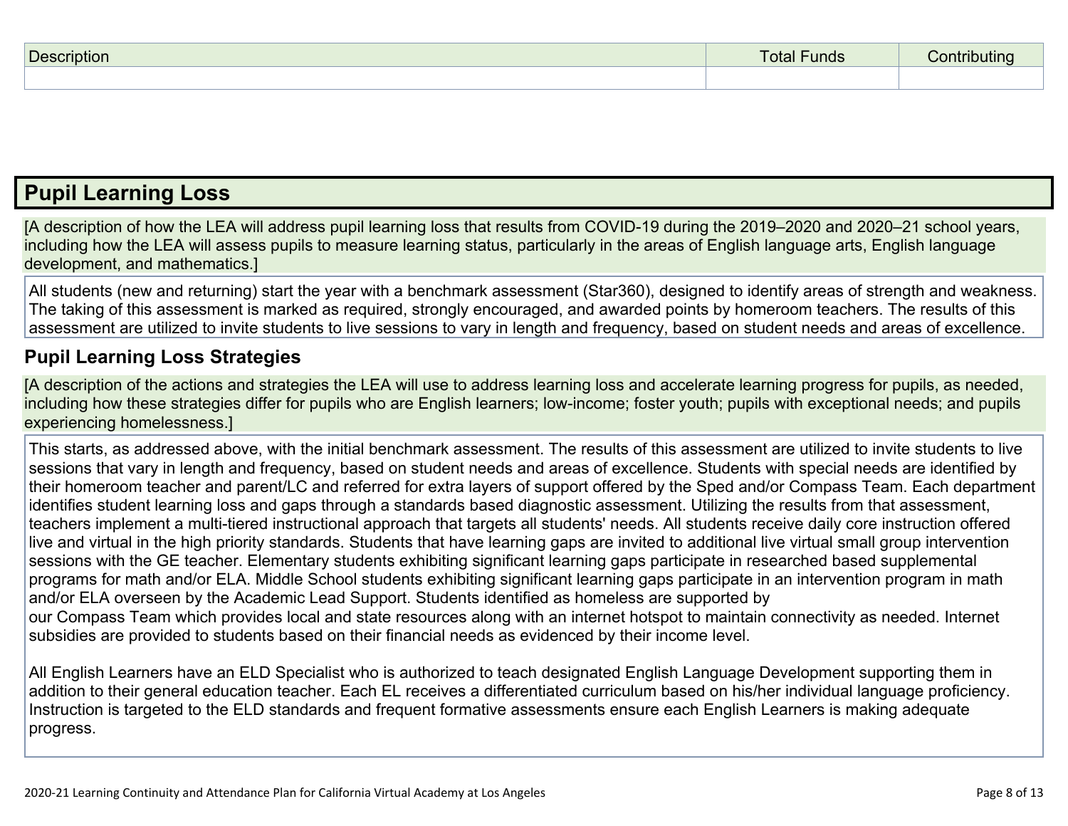| Description | Total Funds | Contributing |
| --- | --- | --- |
| | | |

## Pupil Learning Loss

[A description of how the LEA will address pupil learning loss that results from COVID-19 during the 2019–2020 and 2020–21 school years, including how the LEA will assess pupils to measure learning status, particularly in the areas of English language arts, English language development, and mathematics.]

All students (new and returning) start the year with a benchmark assessment (Star360), designed to identify areas of strength and weakness. The taking of this assessment is marked as required, strongly encouraged, and awarded points by homeroom teachers. The results of this assessment are utilized to invite students to live sessions to vary in length and frequency, based on student needs and areas of excellence.

### Pupil Learning Loss Strategies

[A description of the actions and strategies the LEA will use to address learning loss and accelerate learning progress for pupils, as needed, including how these strategies differ for pupils who are English learners; low-income; foster youth; pupils with exceptional needs; and pupils experiencing homelessness.]

This starts, as addressed above, with the initial benchmark assessment. The results of this assessment are utilized to invite students to live sessions that vary in length and frequency, based on student needs and areas of excellence. Students with special needs are identified by their homeroom teacher and parent/LC and referred for extra layers of support offered by the Sped and/or Compass Team. Each department identifies student learning loss and gaps through a standards based diagnostic assessment. Utilizing the results from that assessment, teachers implement a multi-tiered instructional approach that targets all students' needs. All students receive daily core instruction offered live and virtual in the high priority standards. Students that have learning gaps are invited to additional live virtual small group intervention sessions with the GE teacher. Elementary students exhibiting significant learning gaps participate in researched based supplemental programs for math and/or ELA. Middle School students exhibiting significant learning gaps participate in an intervention program in math and/or ELA overseen by the Academic Lead Support. Students identified as homeless are supported by our Compass Team which provides local and state resources along with an internet hotspot to maintain connectivity as needed. Internet subsidies are provided to students based on their financial needs as evidenced by their income level.

All English Learners have an ELD Specialist who is authorized to teach designated English Language Development supporting them in addition to their general education teacher. Each EL receives a differentiated curriculum based on his/her individual language proficiency. Instruction is targeted to the ELD standards and frequent formative assessments ensure each English Learners is making adequate progress.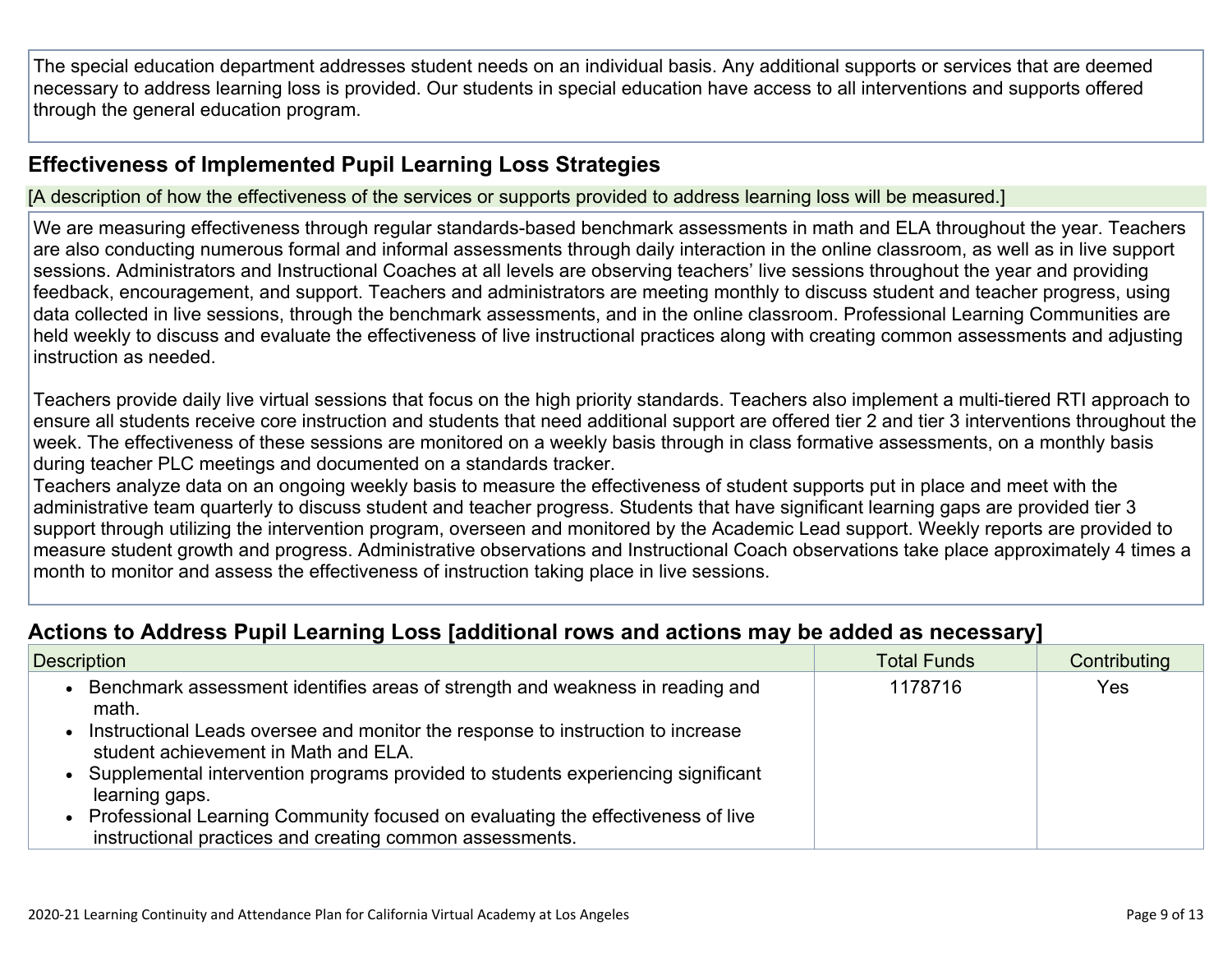The special education department addresses student needs on an individual basis. Any additional supports or services that are deemed necessary to address learning loss is provided. Our students in special education have access to all interventions and supports offered through the general education program.

## Effectiveness of Implemented Pupil Learning Loss Strategies

[A description of how the effectiveness of the services or supports provided to address learning loss will be measured.]

We are measuring effectiveness through regular standards-based benchmark assessments in math and ELA throughout the year. Teachers are also conducting numerous formal and informal assessments through daily interaction in the online classroom, as well as in live support sessions. Administrators and Instructional Coaches at all levels are observing teachers' live sessions throughout the year and providing feedback, encouragement, and support. Teachers and administrators are meeting monthly to discuss student and teacher progress, using data collected in live sessions, through the benchmark assessments, and in the online classroom. Professional Learning Communities are held weekly to discuss and evaluate the effectiveness of live instructional practices along with creating common assessments and adjusting instruction as needed.

Teachers provide daily live virtual sessions that focus on the high priority standards. Teachers also implement a multi-tiered RTI approach to ensure all students receive core instruction and students that need additional support are offered tier 2 and tier 3 interventions throughout the week. The effectiveness of these sessions are monitored on a weekly basis through in class formative assessments, on a monthly basis during teacher PLC meetings and documented on a standards tracker.
Teachers analyze data on an ongoing weekly basis to measure the effectiveness of student supports put in place and meet with the administrative team quarterly to discuss student and teacher progress. Students that have significant learning gaps are provided tier 3 support through utilizing the intervention program, overseen and monitored by the Academic Lead support. Weekly reports are provided to measure student growth and progress. Administrative observations and Instructional Coach observations take place approximately 4 times a month to monitor and assess the effectiveness of instruction taking place in live sessions.

## Actions to Address Pupil Learning Loss [additional rows and actions may be added as necessary]

| Description | Total Funds | Contributing |
|---|---|---|
| • Benchmark assessment identifies areas of strength and weakness in reading and math.<br>• Instructional Leads oversee and monitor the response to instruction to increase student achievement in Math and ELA.<br>• Supplemental intervention programs provided to students experiencing significant learning gaps.<br>• Professional Learning Community focused on evaluating the effectiveness of live instructional practices and creating common assessments. | 1178716 | Yes |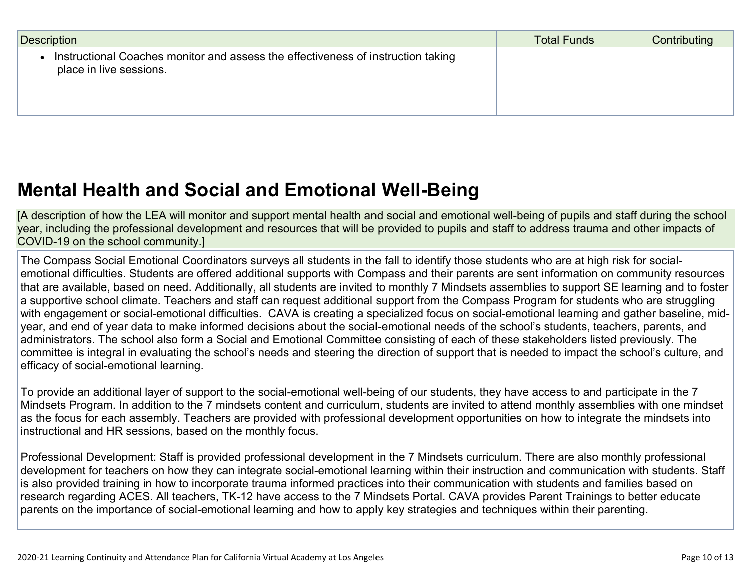| Description | Total Funds | Contributing |
| --- | --- | --- |
| • Instructional Coaches monitor and assess the effectiveness of instruction taking place in live sessions. | | |

## Mental Health and Social and Emotional Well-Being

[A description of how the LEA will monitor and support mental health and social and emotional well-being of pupils and staff during the school year, including the professional development and resources that will be provided to pupils and staff to address trauma and other impacts of COVID-19 on the school community.]

The Compass Social Emotional Coordinators surveys all students in the fall to identify those students who are at high risk for social-emotional difficulties. Students are offered additional supports with Compass and their parents are sent information on community resources that are available, based on need. Additionally, all students are invited to monthly 7 Mindsets assemblies to support SE learning and to foster a supportive school climate. Teachers and staff can request additional support from the Compass Program for students who are struggling with engagement or social-emotional difficulties. CAVA is creating a specialized focus on social-emotional learning and gather baseline, mid-year, and end of year data to make informed decisions about the social-emotional needs of the school's students, teachers, parents, and administrators. The school also form a Social and Emotional Committee consisting of each of these stakeholders listed previously. The committee is integral in evaluating the school's needs and steering the direction of support that is needed to impact the school's culture, and efficacy of social-emotional learning.

To provide an additional layer of support to the social-emotional well-being of our students, they have access to and participate in the 7 Mindsets Program. In addition to the 7 mindsets content and curriculum, students are invited to attend monthly assemblies with one mindset as the focus for each assembly. Teachers are provided with professional development opportunities on how to integrate the mindsets into instructional and HR sessions, based on the monthly focus.

Professional Development: Staff is provided professional development in the 7 Mindsets curriculum. There are also monthly professional development for teachers on how they can integrate social-emotional learning within their instruction and communication with students. Staff is also provided training in how to incorporate trauma informed practices into their communication with students and families based on research regarding ACES. All teachers, TK-12 have access to the 7 Mindsets Portal. CAVA provides Parent Trainings to better educate parents on the importance of social-emotional learning and how to apply key strategies and techniques within their parenting.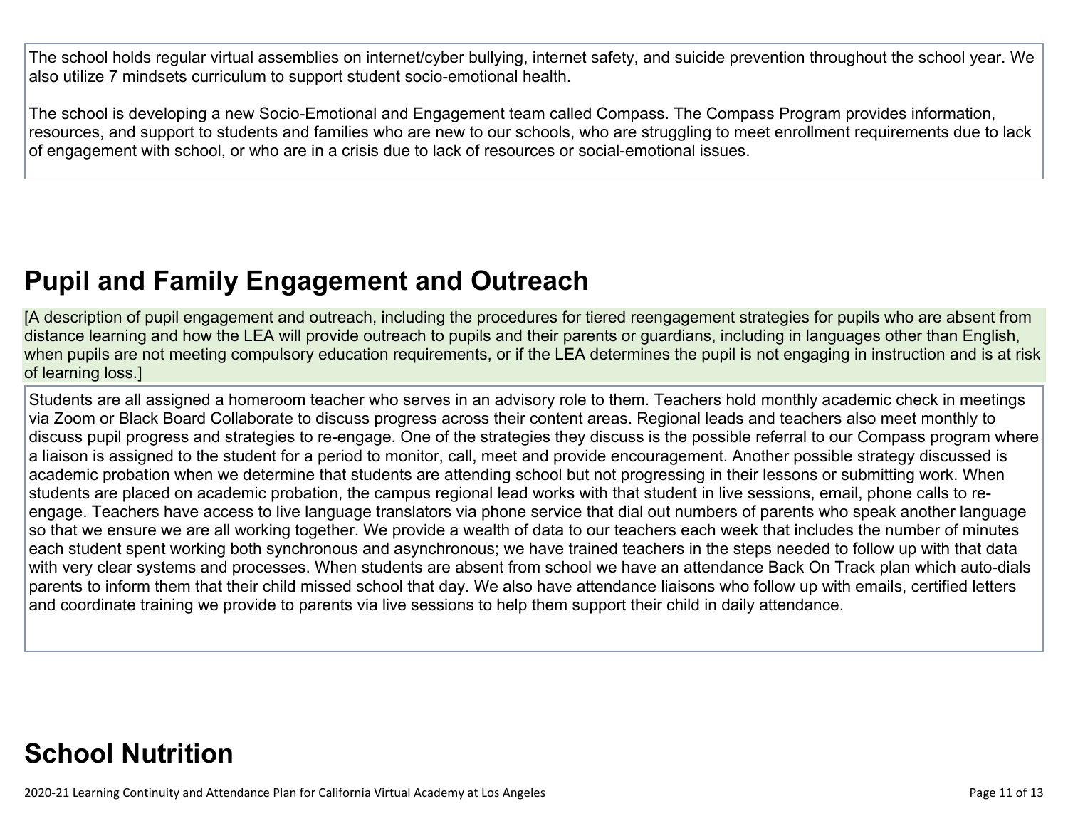The school holds regular virtual assemblies on internet/cyber bullying, internet safety, and suicide prevention throughout the school year. We also utilize 7 mindsets curriculum to support student socio-emotional health.

The school is developing a new Socio-Emotional and Engagement team called Compass. The Compass Program provides information, resources, and support to students and families who are new to our schools, who are struggling to meet enrollment requirements due to lack of engagement with school, or who are in a crisis due to lack of resources or social-emotional issues.

## Pupil and Family Engagement and Outreach

[A description of pupil engagement and outreach, including the procedures for tiered reengagement strategies for pupils who are absent from distance learning and how the LEA will provide outreach to pupils and their parents or guardians, including in languages other than English, when pupils are not meeting compulsory education requirements, or if the LEA determines the pupil is not engaging in instruction and is at risk of learning loss.]

Students are all assigned a homeroom teacher who serves in an advisory role to them. Teachers hold monthly academic check in meetings via Zoom or Black Board Collaborate to discuss progress across their content areas. Regional leads and teachers also meet monthly to discuss pupil progress and strategies to re-engage. One of the strategies they discuss is the possible referral to our Compass program where a liaison is assigned to the student for a period to monitor, call, meet and provide encouragement. Another possible strategy discussed is academic probation when we determine that students are attending school but not progressing in their lessons or submitting work. When students are placed on academic probation, the campus regional lead works with that student in live sessions, email, phone calls to re-engage. Teachers have access to live language translators via phone service that dial out numbers of parents who speak another language so that we ensure we are all working together. We provide a wealth of data to our teachers each week that includes the number of minutes each student spent working both synchronous and asynchronous; we have trained teachers in the steps needed to follow up with that data with very clear systems and processes. When students are absent from school we have an attendance Back On Track plan which auto-dials parents to inform them that their child missed school that day. We also have attendance liaisons who follow up with emails, certified letters and coordinate training we provide to parents via live sessions to help them support their child in daily attendance.

## School Nutrition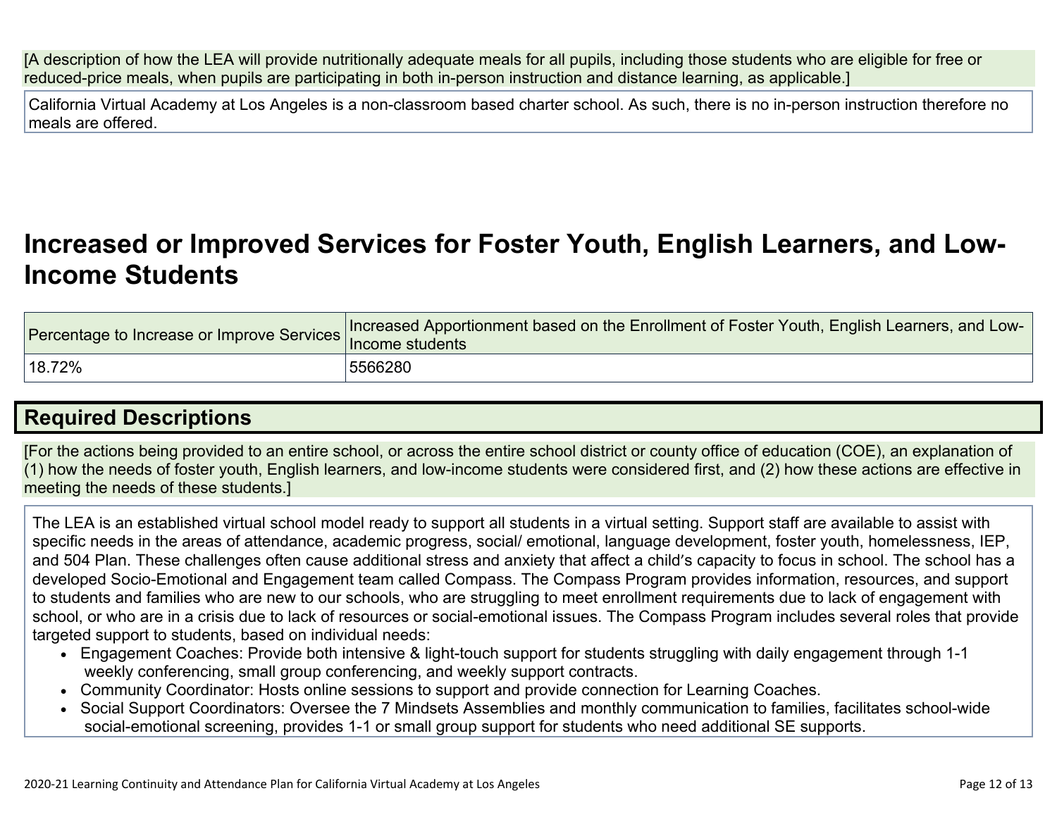[A description of how the LEA will provide nutritionally adequate meals for all pupils, including those students who are eligible for free or reduced-price meals, when pupils are participating in both in-person instruction and distance learning, as applicable.]

California Virtual Academy at Los Angeles is a non-classroom based charter school. As such, there is no in-person instruction therefore no meals are offered.

# Increased or Improved Services for Foster Youth, English Learners, and Low-Income Students

| Percentage to Increase or Improve Services | Increased Apportionment based on the Enrollment of Foster Youth, English Learners, and Low-Income students |
| --- | --- |
| 18.72% | 5566280 |

## Required Descriptions

[For the actions being provided to an entire school, or across the entire school district or county office of education (COE), an explanation of (1) how the needs of foster youth, English learners, and low-income students were considered first, and (2) how these actions are effective in meeting the needs of these students.]

The LEA is an established virtual school model ready to support all students in a virtual setting. Support staff are available to assist with specific needs in the areas of attendance, academic progress, social/ emotional, language development, foster youth, homelessness, IEP, and 504 Plan. These challenges often cause additional stress and anxiety that affect a child's capacity to focus in school. The school has a developed Socio-Emotional and Engagement team called Compass. The Compass Program provides information, resources, and support to students and families who are new to our schools, who are struggling to meet enrollment requirements due to lack of engagement with school, or who are in a crisis due to lack of resources or social-emotional issues. The Compass Program includes several roles that provide targeted support to students, based on individual needs:

- Engagement Coaches: Provide both intensive & light-touch support for students struggling with daily engagement through 1-1 weekly conferencing, small group conferencing, and weekly support contracts.
- Community Coordinator: Hosts online sessions to support and provide connection for Learning Coaches.
- Social Support Coordinators: Oversee the 7 Mindsets Assemblies and monthly communication to families, facilitates school-wide social-emotional screening, provides 1-1 or small group support for students who need additional SE supports.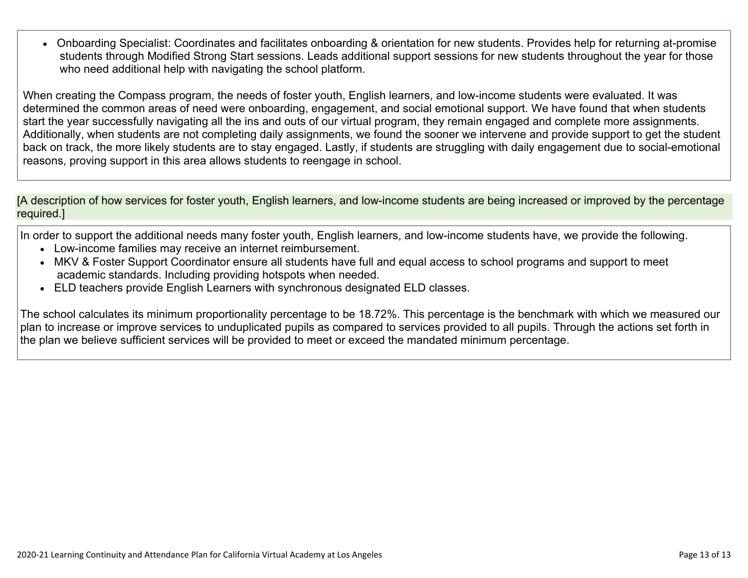- Onboarding Specialist: Coordinates and facilitates onboarding & orientation for new students. Provides help for returning at-promise students through Modified Strong Start sessions. Leads additional support sessions for new students throughout the year for those who need additional help with navigating the school platform.

When creating the Compass program, the needs of foster youth, English learners, and low-income students were evaluated. It was determined the common areas of need were onboarding, engagement, and social emotional support. We have found that when students start the year successfully navigating all the ins and outs of our virtual program, they remain engaged and complete more assignments. Additionally, when students are not completing daily assignments, we found the sooner we intervene and provide support to get the student back on track, the more likely students are to stay engaged. Lastly, if students are struggling with daily engagement due to social-emotional reasons, proving support in this area allows students to reengage in school.

[A description of how services for foster youth, English learners, and low-income students are being increased or improved by the percentage required.]

In order to support the additional needs many foster youth, English learners, and low-income students have, we provide the following.

- Low-income families may receive an internet reimbursement.
- MKV & Foster Support Coordinator ensure all students have full and equal access to school programs and support to meet academic standards. Including providing hotspots when needed.
- ELD teachers provide English Learners with synchronous designated ELD classes.

The school calculates its minimum proportionality percentage to be 18.72%. This percentage is the benchmark with which we measured our plan to increase or improve services to unduplicated pupils as compared to services provided to all pupils. Through the actions set forth in the plan we believe sufficient services will be provided to meet or exceed the mandated minimum percentage.